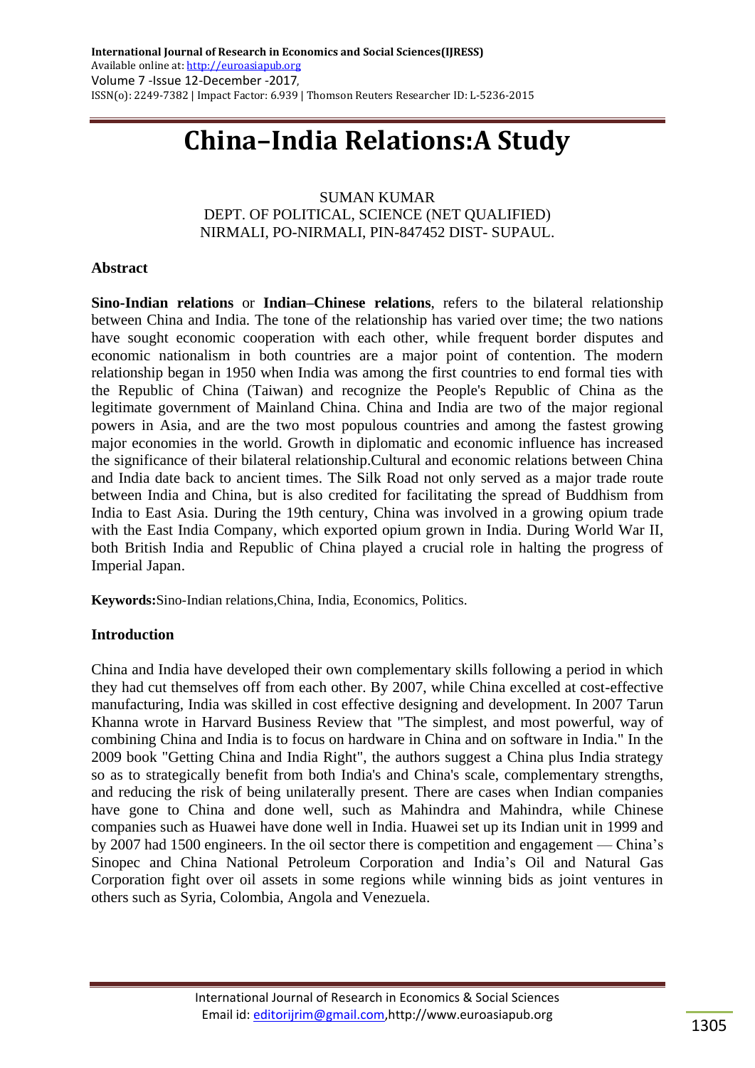# China–India Relations:A Study

SUMAN KUMAR
DEPT. OF POLITICAL, SCIENCE (NET QUALIFIED)
NIRMALI, PO-NIRMALI, PIN-847452 DIST- SUPAUL.

## Abstract

**Sino-Indian relations** or **Indian–Chinese relations**, refers to the bilateral relationship between China and India. The tone of the relationship has varied over time; the two nations have sought economic cooperation with each other, while frequent border disputes and economic nationalism in both countries are a major point of contention. The modern relationship began in 1950 when India was among the first countries to end formal ties with the Republic of China (Taiwan) and recognize the People's Republic of China as the legitimate government of Mainland China. China and India are two of the major regional powers in Asia, and are the two most populous countries and among the fastest growing major economies in the world. Growth in diplomatic and economic influence has increased the significance of their bilateral relationship.Cultural and economic relations between China and India date back to ancient times. The Silk Road not only served as a major trade route between India and China, but is also credited for facilitating the spread of Buddhism from India to East Asia. During the 19th century, China was involved in a growing opium trade with the East India Company, which exported opium grown in India. During World War II, both British India and Republic of China played a crucial role in halting the progress of Imperial Japan.

**Keywords:**Sino-Indian relations,China, India, Economics, Politics.

## Introduction

China and India have developed their own complementary skills following a period in which they had cut themselves off from each other. By 2007, while China excelled at cost-effective manufacturing, India was skilled in cost effective designing and development. In 2007 Tarun Khanna wrote in Harvard Business Review that "The simplest, and most powerful, way of combining China and India is to focus on hardware in China and on software in India." In the 2009 book "Getting China and India Right", the authors suggest a China plus India strategy so as to strategically benefit from both India's and China's scale, complementary strengths, and reducing the risk of being unilaterally present. There are cases when Indian companies have gone to China and done well, such as Mahindra and Mahindra, while Chinese companies such as Huawei have done well in India. Huawei set up its Indian unit in 1999 and by 2007 had 1500 engineers. In the oil sector there is competition and engagement — China's Sinopec and China National Petroleum Corporation and India's Oil and Natural Gas Corporation fight over oil assets in some regions while winning bids as joint ventures in others such as Syria, Colombia, Angola and Venezuela.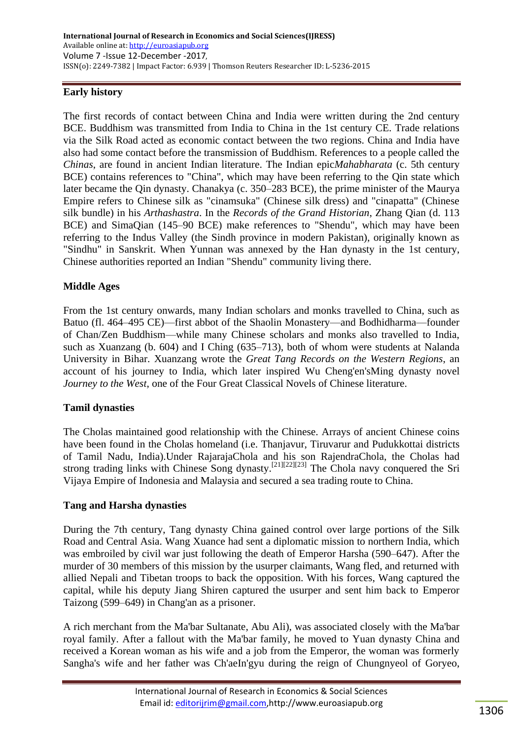## Early history

The first records of contact between China and India were written during the 2nd century BCE. Buddhism was transmitted from India to China in the 1st century CE. Trade relations via the Silk Road acted as economic contact between the two regions. China and India have also had some contact before the transmission of Buddhism. References to a people called the *Chinas*, are found in ancient Indian literature. The Indian epic*Mahabharata* (c. 5th century BCE) contains references to "China", which may have been referring to the Qin state which later became the Qin dynasty. Chanakya (c. 350–283 BCE), the prime minister of the Maurya Empire refers to Chinese silk as "cinamsuka" (Chinese silk dress) and "cinapatta" (Chinese silk bundle) in his *Arthashastra*. In the *Records of the Grand Historian*, Zhang Qian (d. 113 BCE) and SimaQian (145–90 BCE) make references to "Shendu", which may have been referring to the Indus Valley (the Sindh province in modern Pakistan), originally known as "Sindhu" in Sanskrit. When Yunnan was annexed by the Han dynasty in the 1st century, Chinese authorities reported an Indian "Shendu" community living there.

## Middle Ages

From the 1st century onwards, many Indian scholars and monks travelled to China, such as Batuo (fl. 464–495 CE)—first abbot of the Shaolin Monastery—and Bodhidharma—founder of Chan/Zen Buddhism—while many Chinese scholars and monks also travelled to India, such as Xuanzang (b. 604) and I Ching (635–713), both of whom were students at Nalanda University in Bihar. Xuanzang wrote the *Great Tang Records on the Western Regions*, an account of his journey to India, which later inspired Wu Cheng'en'sMing dynasty novel *Journey to the West*, one of the Four Great Classical Novels of Chinese literature.

## Tamil dynasties

The Cholas maintained good relationship with the Chinese. Arrays of ancient Chinese coins have been found in the Cholas homeland (i.e. Thanjavur, Tiruvarur and Pudukkottai districts of Tamil Nadu, India).Under RajarajaChola and his son RajendraChola, the Cholas had strong trading links with Chinese Song dynasty.[21][22][23] The Chola navy conquered the Sri Vijaya Empire of Indonesia and Malaysia and secured a sea trading route to China.

## Tang and Harsha dynasties

During the 7th century, Tang dynasty China gained control over large portions of the Silk Road and Central Asia. Wang Xuance had sent a diplomatic mission to northern India, which was embroiled by civil war just following the death of Emperor Harsha (590–647). After the murder of 30 members of this mission by the usurper claimants, Wang fled, and returned with allied Nepali and Tibetan troops to back the opposition. With his forces, Wang captured the capital, while his deputy Jiang Shiren captured the usurper and sent him back to Emperor Taizong (599–649) in Chang'an as a prisoner.

A rich merchant from the Ma'bar Sultanate, Abu Ali), was associated closely with the Ma'bar royal family. After a fallout with the Ma'bar family, he moved to Yuan dynasty China and received a Korean woman as his wife and a job from the Emperor, the woman was formerly Sangha's wife and her father was Ch'aeIn'gyu during the reign of Chungnyeol of Goryeo,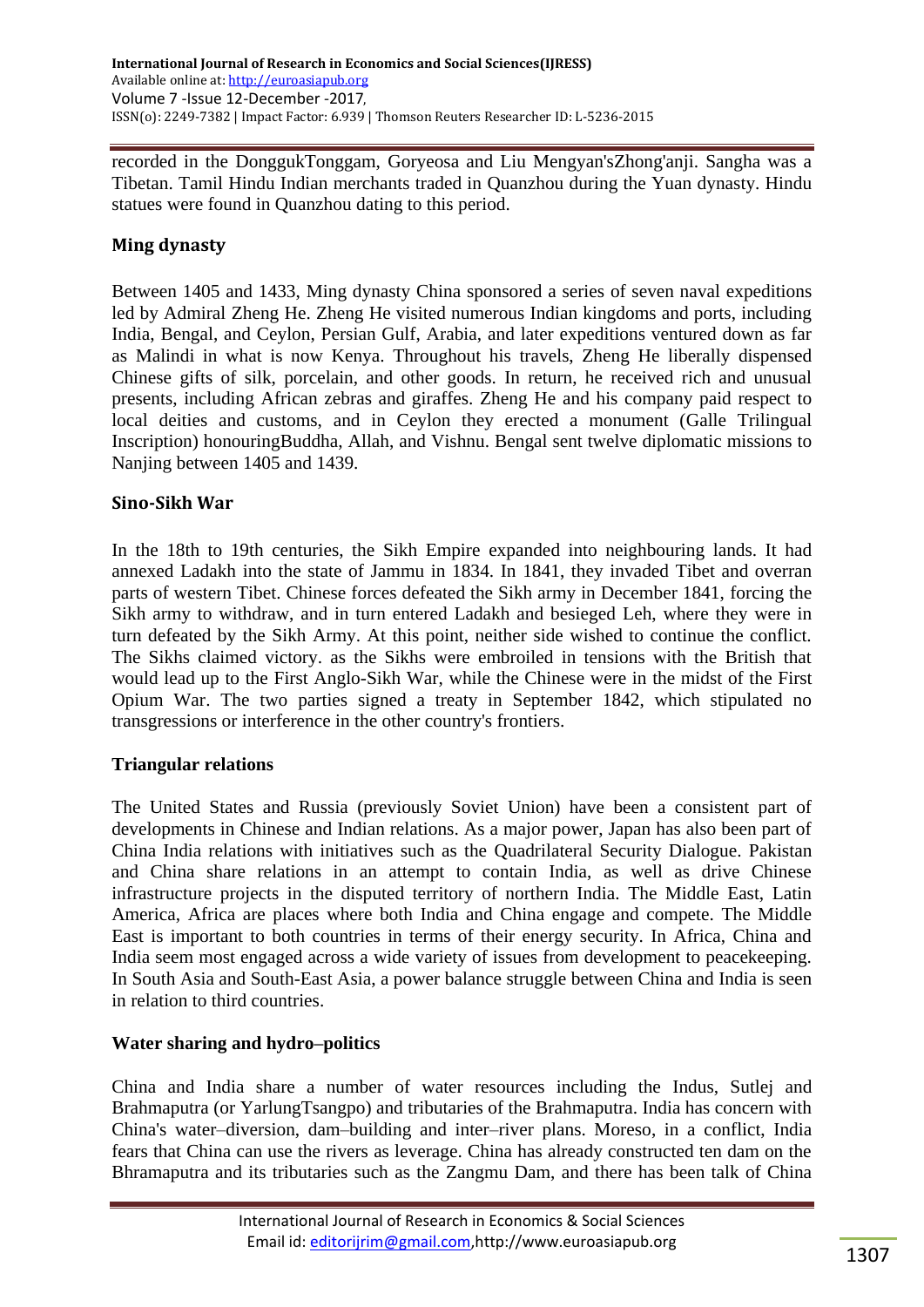recorded in the DonggukTonggam, Goryeosa and Liu Mengyan'sZhong'anji. Sangha was a Tibetan. Tamil Hindu Indian merchants traded in Quanzhou during the Yuan dynasty. Hindu statues were found in Quanzhou dating to this period.

## Ming dynasty

Between 1405 and 1433, Ming dynasty China sponsored a series of seven naval expeditions led by Admiral Zheng He. Zheng He visited numerous Indian kingdoms and ports, including India, Bengal, and Ceylon, Persian Gulf, Arabia, and later expeditions ventured down as far as Malindi in what is now Kenya. Throughout his travels, Zheng He liberally dispensed Chinese gifts of silk, porcelain, and other goods. In return, he received rich and unusual presents, including African zebras and giraffes. Zheng He and his company paid respect to local deities and customs, and in Ceylon they erected a monument (Galle Trilingual Inscription) honouringBuddha, Allah, and Vishnu. Bengal sent twelve diplomatic missions to Nanjing between 1405 and 1439.

## Sino-Sikh War

In the 18th to 19th centuries, the Sikh Empire expanded into neighbouring lands. It had annexed Ladakh into the state of Jammu in 1834. In 1841, they invaded Tibet and overran parts of western Tibet. Chinese forces defeated the Sikh army in December 1841, forcing the Sikh army to withdraw, and in turn entered Ladakh and besieged Leh, where they were in turn defeated by the Sikh Army. At this point, neither side wished to continue the conflict. The Sikhs claimed victory. as the Sikhs were embroiled in tensions with the British that would lead up to the First Anglo-Sikh War, while the Chinese were in the midst of the First Opium War. The two parties signed a treaty in September 1842, which stipulated no transgressions or interference in the other country's frontiers.

## Triangular relations

The United States and Russia (previously Soviet Union) have been a consistent part of developments in Chinese and Indian relations. As a major power, Japan has also been part of China India relations with initiatives such as the Quadrilateral Security Dialogue. Pakistan and China share relations in an attempt to contain India, as well as drive Chinese infrastructure projects in the disputed territory of northern India. The Middle East, Latin America, Africa are places where both India and China engage and compete. The Middle East is important to both countries in terms of their energy security. In Africa, China and India seem most engaged across a wide variety of issues from development to peacekeeping. In South Asia and South-East Asia, a power balance struggle between China and India is seen in relation to third countries.

## Water sharing and hydro–politics

China and India share a number of water resources including the Indus, Sutlej and Brahmaputra (or YarlungTsangpo) and tributaries of the Brahmaputra. India has concern with China's water–diversion, dam–building and inter–river plans. Moreso, in a conflict, India fears that China can use the rivers as leverage. China has already constructed ten dam on the Bhramaputra and its tributaries such as the Zangmu Dam, and there has been talk of China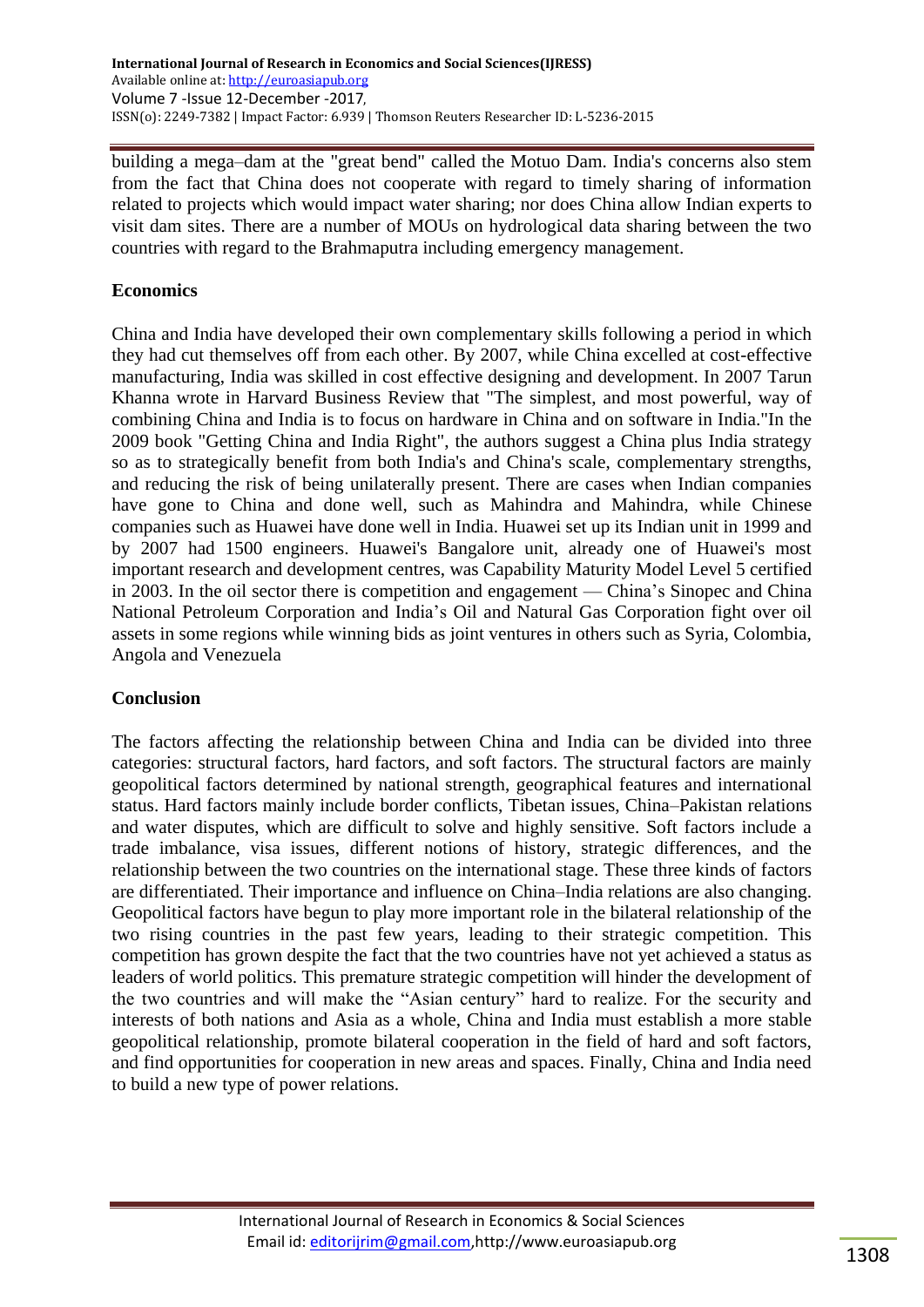building a mega–dam at the "great bend" called the Motuo Dam. India's concerns also stem from the fact that China does not cooperate with regard to timely sharing of information related to projects which would impact water sharing; nor does China allow Indian experts to visit dam sites. There are a number of MOUs on hydrological data sharing between the two countries with regard to the Brahmaputra including emergency management.

**Economics**

China and India have developed their own complementary skills following a period in which they had cut themselves off from each other. By 2007, while China excelled at cost-effective manufacturing, India was skilled in cost effective designing and development. In 2007 Tarun Khanna wrote in Harvard Business Review that "The simplest, and most powerful, way of combining China and India is to focus on hardware in China and on software in India."In the 2009 book "Getting China and India Right", the authors suggest a China plus India strategy so as to strategically benefit from both India's and China's scale, complementary strengths, and reducing the risk of being unilaterally present. There are cases when Indian companies have gone to China and done well, such as Mahindra and Mahindra, while Chinese companies such as Huawei have done well in India. Huawei set up its Indian unit in 1999 and by 2007 had 1500 engineers. Huawei's Bangalore unit, already one of Huawei's most important research and development centres, was Capability Maturity Model Level 5 certified in 2003. In the oil sector there is competition and engagement — China's Sinopec and China National Petroleum Corporation and India's Oil and Natural Gas Corporation fight over oil assets in some regions while winning bids as joint ventures in others such as Syria, Colombia, Angola and Venezuela

**Conclusion**

The factors affecting the relationship between China and India can be divided into three categories: structural factors, hard factors, and soft factors. The structural factors are mainly geopolitical factors determined by national strength, geographical features and international status. Hard factors mainly include border conflicts, Tibetan issues, China–Pakistan relations and water disputes, which are difficult to solve and highly sensitive. Soft factors include a trade imbalance, visa issues, different notions of history, strategic differences, and the relationship between the two countries on the international stage. These three kinds of factors are differentiated. Their importance and influence on China–India relations are also changing. Geopolitical factors have begun to play more important role in the bilateral relationship of the two rising countries in the past few years, leading to their strategic competition. This competition has grown despite the fact that the two countries have not yet achieved a status as leaders of world politics. This premature strategic competition will hinder the development of the two countries and will make the "Asian century" hard to realize. For the security and interests of both nations and Asia as a whole, China and India must establish a more stable geopolitical relationship, promote bilateral cooperation in the field of hard and soft factors, and find opportunities for cooperation in new areas and spaces. Finally, China and India need to build a new type of power relations.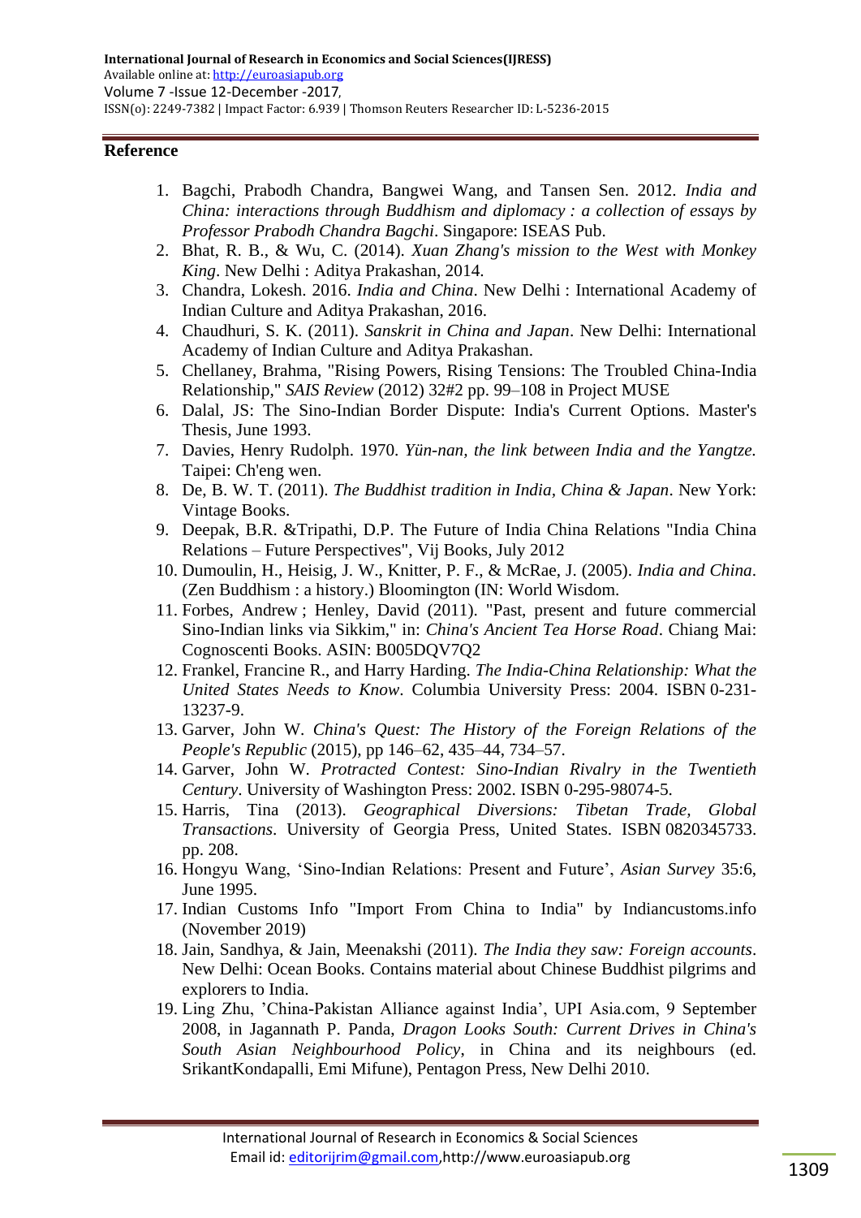## Reference

1. Bagchi, Prabodh Chandra, Bangwei Wang, and Tansen Sen. 2012. *India and China: interactions through Buddhism and diplomacy : a collection of essays by Professor Prabodh Chandra Bagchi*. Singapore: ISEAS Pub.
2. Bhat, R. B., & Wu, C. (2014). *Xuan Zhang's mission to the West with Monkey King*. New Delhi : Aditya Prakashan, 2014.
3. Chandra, Lokesh. 2016. *India and China*. New Delhi : International Academy of Indian Culture and Aditya Prakashan, 2016.
4. Chaudhuri, S. K. (2011). *Sanskrit in China and Japan*. New Delhi: International Academy of Indian Culture and Aditya Prakashan.
5. Chellaney, Brahma, "Rising Powers, Rising Tensions: The Troubled China-India Relationship," *SAIS Review* (2012) 32#2 pp. 99–108 in Project MUSE
6. Dalal, JS: The Sino-Indian Border Dispute: India's Current Options. Master's Thesis, June 1993.
7. Davies, Henry Rudolph. 1970. *Yün-nan, the link between India and the Yangtze.* Taipei: Ch'eng wen.
8. De, B. W. T. (2011). *The Buddhist tradition in India, China & Japan*. New York: Vintage Books.
9. Deepak, B.R. &Tripathi, D.P. The Future of India China Relations "India China Relations – Future Perspectives", Vij Books, July 2012
10. Dumoulin, H., Heisig, J. W., Knitter, P. F., & McRae, J. (2005). *India and China*. (Zen Buddhism : a history.) Bloomington (IN: World Wisdom.
11. Forbes, Andrew ; Henley, David (2011). "Past, present and future commercial Sino-Indian links via Sikkim," in: *China's Ancient Tea Horse Road*. Chiang Mai: Cognoscenti Books. ASIN: B005DQV7Q2
12. Frankel, Francine R., and Harry Harding. *The India-China Relationship: What the United States Needs to Know*. Columbia University Press: 2004. ISBN 0-231-13237-9.
13. Garver, John W. *China's Quest: The History of the Foreign Relations of the People's Republic* (2015), pp 146–62, 435–44, 734–57.
14. Garver, John W. *Protracted Contest: Sino-Indian Rivalry in the Twentieth Century*. University of Washington Press: 2002. ISBN 0-295-98074-5.
15. Harris, Tina (2013). *Geographical Diversions: Tibetan Trade, Global Transactions*. University of Georgia Press, United States. ISBN 0820345733. pp. 208.
16. Hongyu Wang, 'Sino-Indian Relations: Present and Future', *Asian Survey* 35:6, June 1995.
17. Indian Customs Info "Import From China to India" by Indiancustoms.info (November 2019)
18. Jain, Sandhya, & Jain, Meenakshi (2011). *The India they saw: Foreign accounts*. New Delhi: Ocean Books. Contains material about Chinese Buddhist pilgrims and explorers to India.
19. Ling Zhu, 'China-Pakistan Alliance against India', UPI Asia.com, 9 September 2008, in Jagannath P. Panda, *Dragon Looks South: Current Drives in China's South Asian Neighbourhood Policy*, in China and its neighbours (ed. SrikantKondapalli, Emi Mifune), Pentagon Press, New Delhi 2010.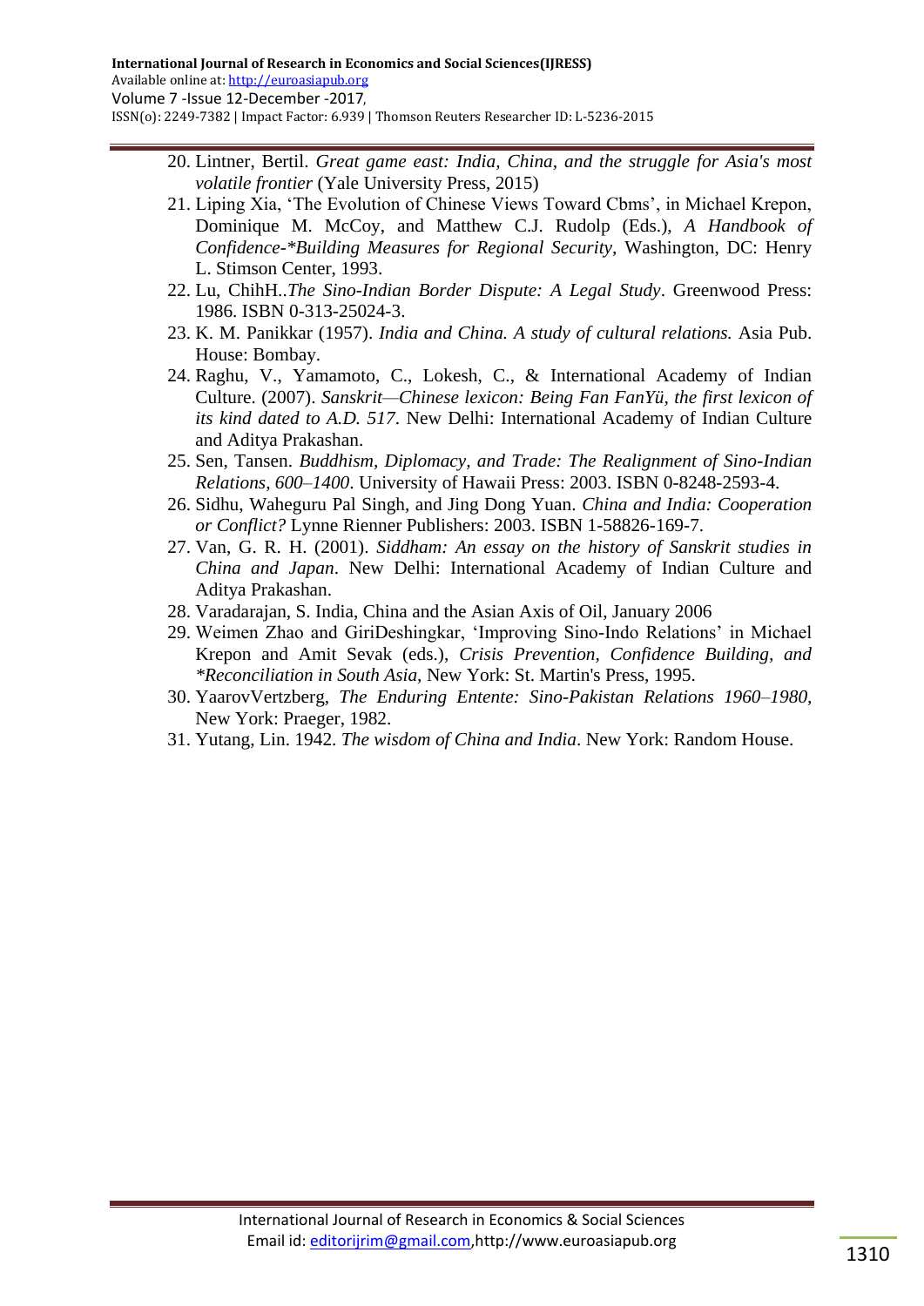20. Lintner, Bertil. *Great game east: India, China, and the struggle for Asia's most volatile frontier* (Yale University Press, 2015)
21. Liping Xia, 'The Evolution of Chinese Views Toward Cbms', in Michael Krepon, Dominique M. McCoy, and Matthew C.J. Rudolp (Eds.), *A Handbook of Confidence-*Building Measures for Regional Security*, Washington, DC: Henry L. Stimson Center, 1993.
22. Lu, ChihH..*The Sino-Indian Border Dispute: A Legal Study*. Greenwood Press: 1986. ISBN 0-313-25024-3.
23. K. M. Panikkar (1957). *India and China. A study of cultural relations.* Asia Pub. House: Bombay.
24. Raghu, V., Yamamoto, C., Lokesh, C., & International Academy of Indian Culture. (2007). *Sanskrit—Chinese lexicon: Being Fan FanYü, the first lexicon of its kind dated to A.D. 517*. New Delhi: International Academy of Indian Culture and Aditya Prakashan.
25. Sen, Tansen. *Buddhism, Diplomacy, and Trade: The Realignment of Sino-Indian Relations, 600–1400*. University of Hawaii Press: 2003. ISBN 0-8248-2593-4.
26. Sidhu, Waheguru Pal Singh, and Jing Dong Yuan. *China and India: Cooperation or Conflict?* Lynne Rienner Publishers: 2003. ISBN 1-58826-169-7.
27. Van, G. R. H. (2001). *Siddham: An essay on the history of Sanskrit studies in China and Japan*. New Delhi: International Academy of Indian Culture and Aditya Prakashan.
28. Varadarajan, S. India, China and the Asian Axis of Oil, January 2006
29. Weimen Zhao and GiriDeshingkar, 'Improving Sino-Indo Relations' in Michael Krepon and Amit Sevak (eds.), *Crisis Prevention, Confidence Building, and *Reconciliation in South Asia*, New York: St. Martin's Press, 1995.
30. YaarovVertzberg, *The Enduring Entente: Sino-Pakistan Relations 1960–1980*, New York: Praeger, 1982.
31. Yutang, Lin. 1942. *The wisdom of China and India*. New York: Random House.